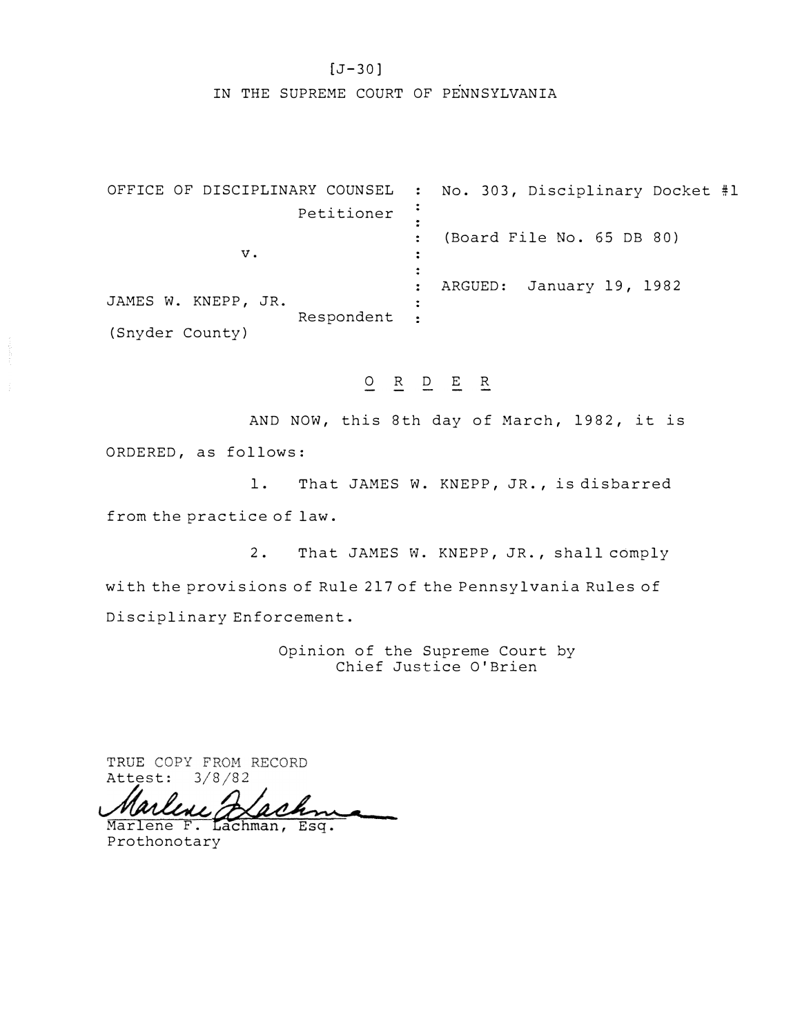[J-30]

IN THE SUPREME COURT OF PENNSYLVANIA

| | | |
|---|---|---|
| OFFICE OF DISCIPLINARY COUNSEL Petitioner | : | No. 303, Disciplinary Docket #1 |
| | : | (Board File No. 65 DB 80) |
| v. | : | |
| | : | ARGUED: January 19, 1982 |
| JAMES W. KNEPP, JR. Respondent (Snyder County) | : | |

O R D E R

AND NOW, this 8th day of March, 1982, it is ORDERED, as follows:

1. That JAMES W. KNEPP, JR., is disbarred from the practice of law.

2. That JAMES W. KNEPP, JR., shall comply with the provisions of Rule 217 of the Pennsylvania Rules of Disciplinary Enforcement.

Opinion of the Supreme Court by Chief Justice O'Brien

TRUE COPY FROM RECORD
Attest: 3/8/82

Marlene F. Lachman, Esq.
Prothonotary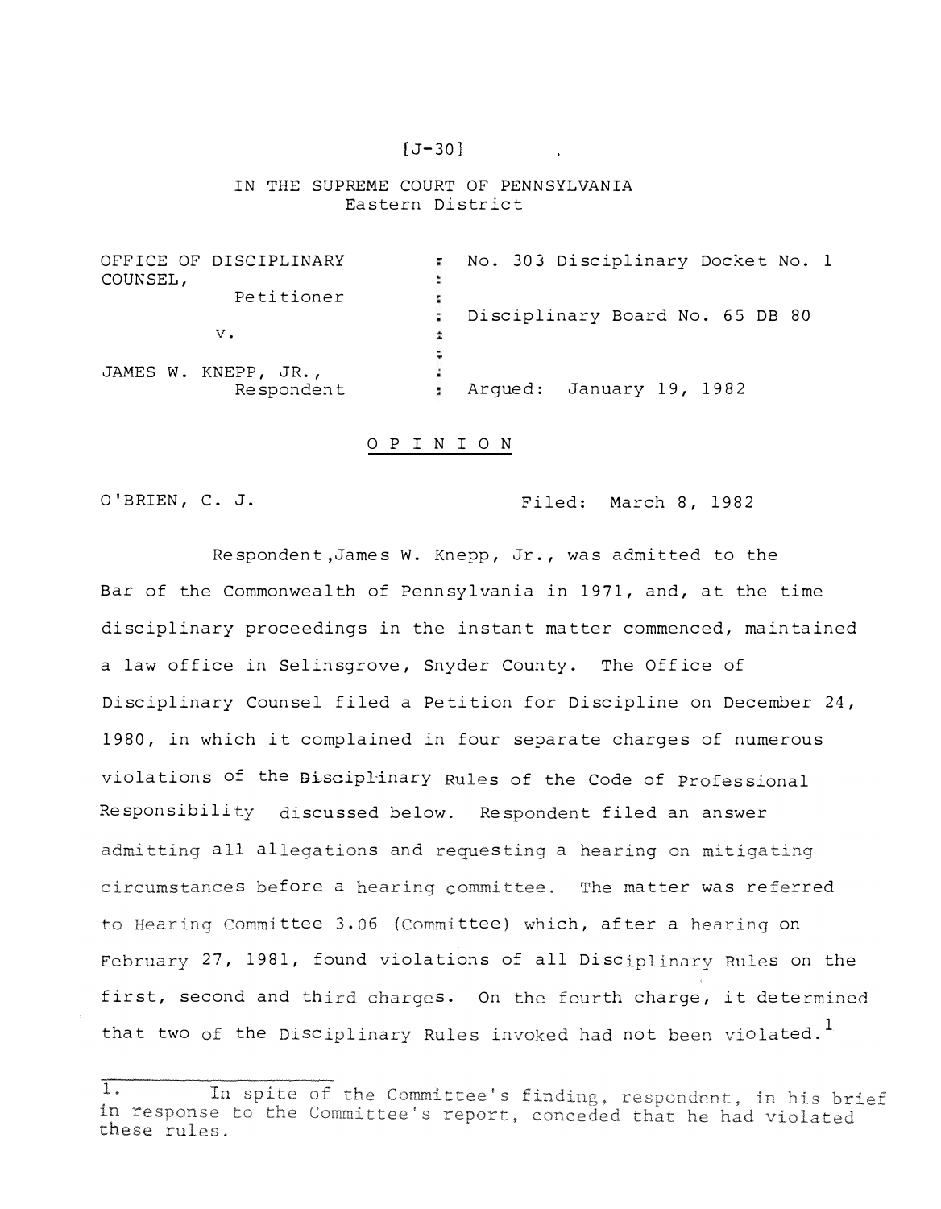[J-30]

IN THE SUPREME COURT OF PENNSYLVANIA
Eastern District

| | | |
|---|---|---|
| OFFICE OF DISCIPLINARY COUNSEL, Petitioner | : | No. 303 Disciplinary Docket No. 1 |
| v. | : | Disciplinary Board No. 65 DB 80 |
| JAMES W. KNEPP, JR., Respondent | : | Argued: January 19, 1982 |

## OPINION

O'BRIEN, C. J. Filed: March 8, 1982

Respondent, James W. Knepp, Jr., was admitted to the Bar of the Commonwealth of Pennsylvania in 1971, and, at the time disciplinary proceedings in the instant matter commenced, maintained a law office in Selinsgrove, Snyder County. The Office of Disciplinary Counsel filed a Petition for Discipline on December 24, 1980, in which it complained in four separate charges of numerous violations of the Disciplinary Rules of the Code of Professional Responsibility discussed below. Respondent filed an answer admitting all allegations and requesting a hearing on mitigating circumstances before a hearing committee. The matter was referred to Hearing Committee 3.06 (Committee) which, after a hearing on February 27, 1981, found violations of all Disciplinary Rules on the first, second and third charges. On the fourth charge, it determined that two of the Disciplinary Rules invoked had not been violated.[1]

1. In spite of the Committee's finding, respondent, in his brief in response to the Committee's report, conceded that he had violated these rules.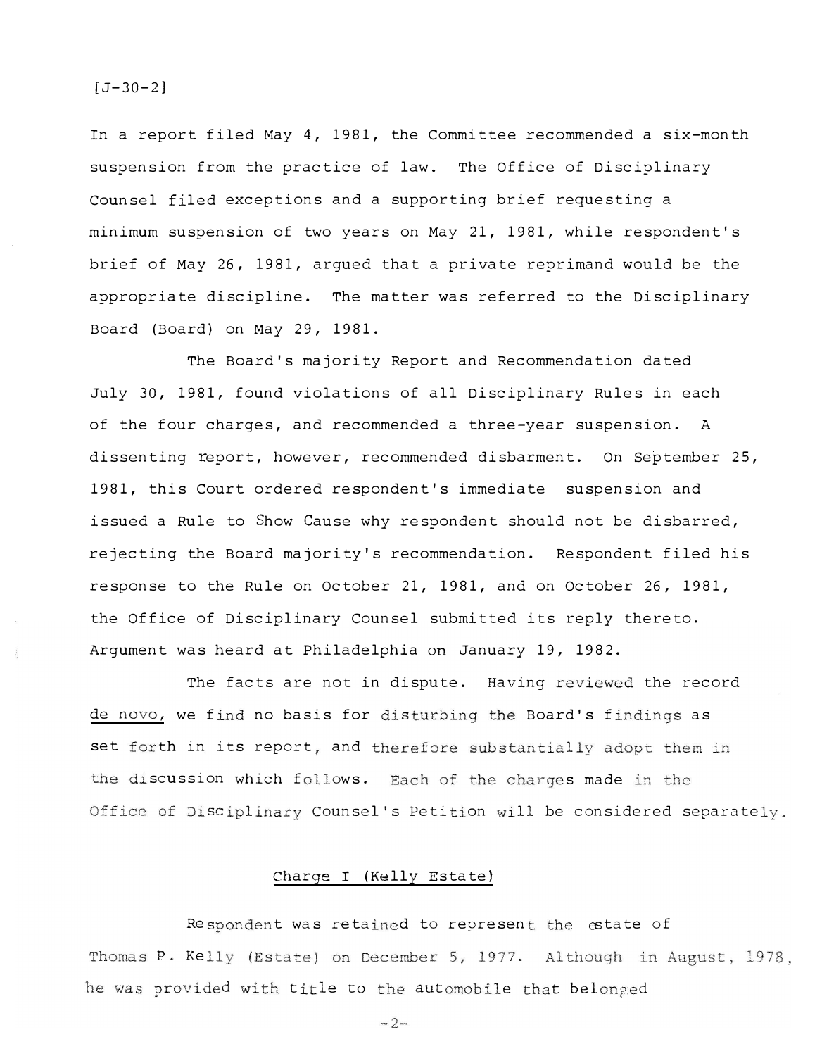[J-30-2]

In a report filed May 4, 1981, the Committee recommended a six-month suspension from the practice of law. The Office of Disciplinary Counsel filed exceptions and a supporting brief requesting a minimum suspension of two years on May 21, 1981, while respondent's brief of May 26, 1981, argued that a private reprimand would be the appropriate discipline. The matter was referred to the Disciplinary Board (Board) on May 29, 1981.

The Board's majority Report and Recommendation dated July 30, 1981, found violations of all Disciplinary Rules in each of the four charges, and recommended a three-year suspension. A dissenting report, however, recommended disbarment. On September 25, 1981, this Court ordered respondent's immediate suspension and issued a Rule to Show Cause why respondent should not be disbarred, rejecting the Board majority's recommendation. Respondent filed his response to the Rule on October 21, 1981, and on October 26, 1981, the Office of Disciplinary Counsel submitted its reply thereto. Argument was heard at Philadelphia on January 19, 1982.

The facts are not in dispute. Having reviewed the record de novo, we find no basis for disturbing the Board's findings as set forth in its report, and therefore substantially adopt them in the discussion which follows. Each of the charges made in the Office of Disciplinary Counsel's Petition will be considered separately.

## Charge I (Kelly Estate)

Respondent was retained to represent the estate of Thomas P. Kelly (Estate) on December 5, 1977. Although in August, 1978, he was provided with title to the automobile that belonged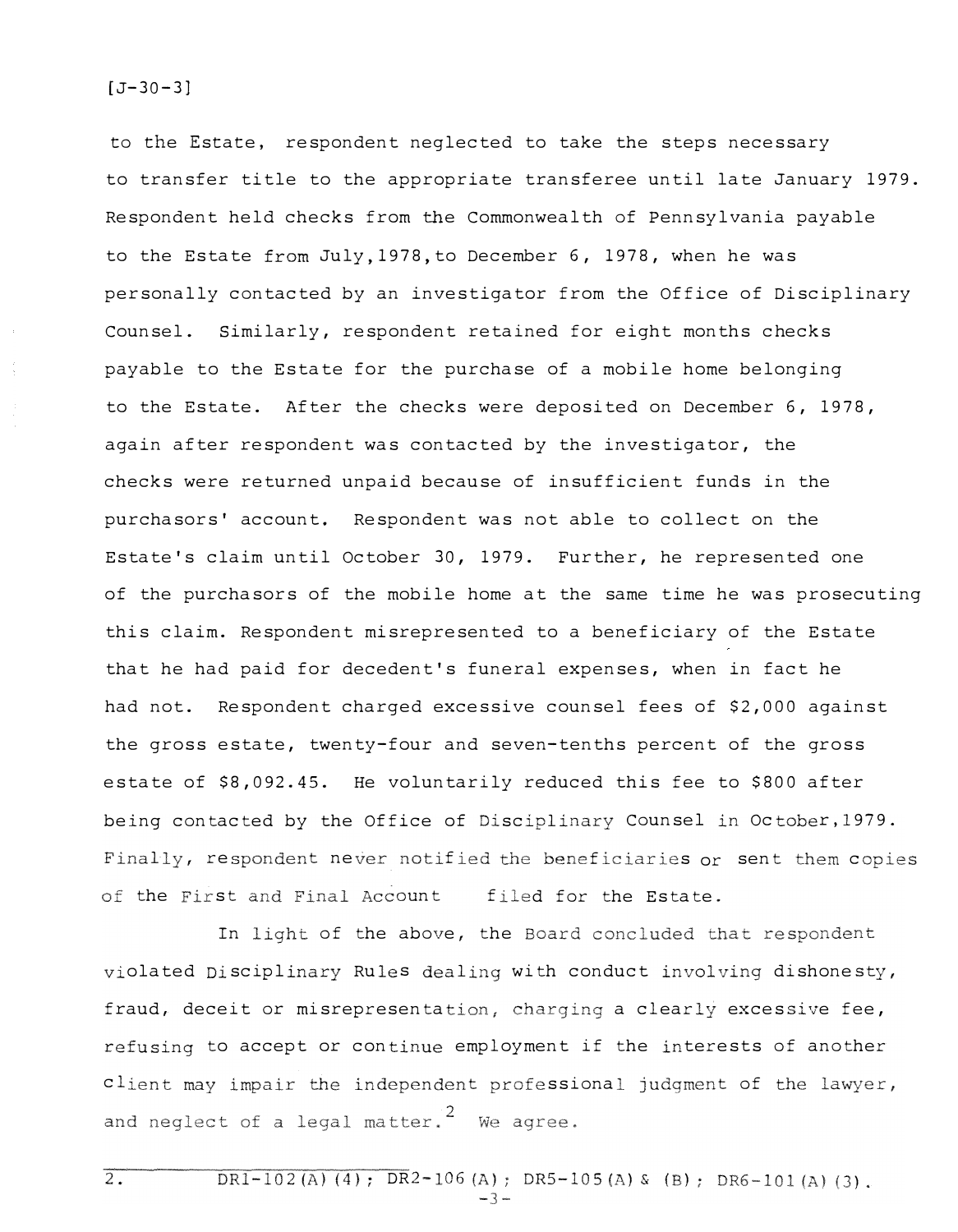to the Estate, respondent neglected to take the steps necessary to transfer title to the appropriate transferee until late January 1979. Respondent held checks from the Commonwealth of Pennsylvania payable to the Estate from July, 1978, to December 6, 1978, when he was personally contacted by an investigator from the Office of Disciplinary Counsel. Similarly, respondent retained for eight months checks payable to the Estate for the purchase of a mobile home belonging to the Estate. After the checks were deposited on December 6, 1978, again after respondent was contacted by the investigator, the checks were returned unpaid because of insufficient funds in the purchasors' account. Respondent was not able to collect on the Estate's claim until October 30, 1979. Further, he represented one of the purchasors of the mobile home at the same time he was prosecuting this claim. Respondent misrepresented to a beneficiary of the Estate that he had paid for decedent's funeral expenses, when in fact he had not. Respondent charged excessive counsel fees of $2,000 against the gross estate, twenty-four and seven-tenths percent of the gross estate of $8,092.45. He voluntarily reduced this fee to $800 after being contacted by the Office of Disciplinary Counsel in October, 1979. Finally, respondent never notified the beneficiaries or sent them copies of the First and Final Account filed for the Estate.

In light of the above, the Board concluded that respondent violated Disciplinary Rules dealing with conduct involving dishonesty, fraud, deceit or misrepresentation, charging a clearly excessive fee, refusing to accept or continue employment if the interests of another client may impair the independent professional judgment of the lawyer, and neglect of a legal matter.[2] We agree.

2. DR1-102(A)(4); DR2-106(A); DR5-105(A) & (B); DR6-101(A)(3).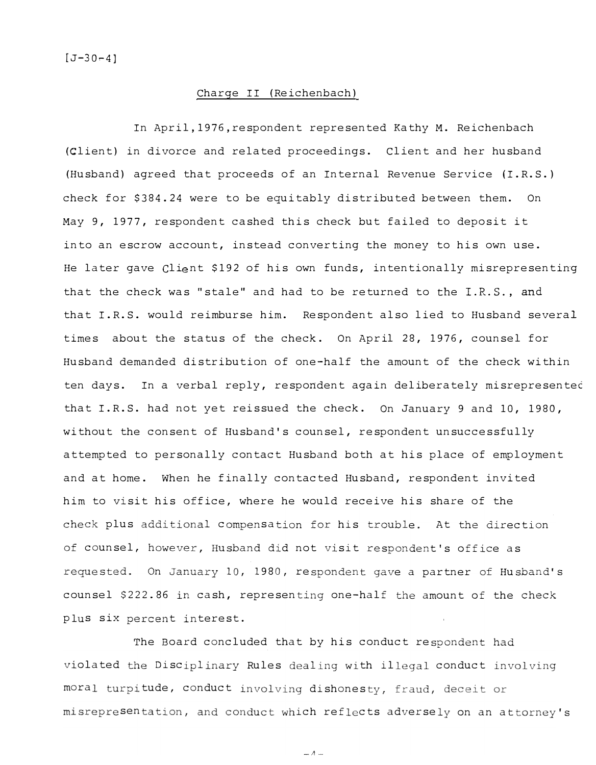[J-30-4]

Charge II (Reichenbach)

In April,1976,respondent represented Kathy M. Reichenbach (Client) in divorce and related proceedings. Client and her husband (Husband) agreed that proceeds of an Internal Revenue Service (I.R.S.) check for $384.24 were to be equitably distributed between them. On May 9, 1977, respondent cashed this check but failed to deposit it into an escrow account, instead converting the money to his own use. He later gave Client $192 of his own funds, intentionally misrepresenting that the check was "stale" and had to be returned to the I.R.S., and that I.R.S. would reimburse him. Respondent also lied to Husband several times about the status of the check. On April 28, 1976, counsel for Husband demanded distribution of one-half the amount of the check within ten days. In a verbal reply, respondent again deliberately misrepresented that I.R.S. had not yet reissued the check. On January 9 and 10, 1980, without the consent of Husband's counsel, respondent unsuccessfully attempted to personally contact Husband both at his place of employment and at home. When he finally contacted Husband, respondent invited him to visit his office, where he would receive his share of the check plus additional compensation for his trouble. At the direction of counsel, however, Husband did not visit respondent's office as requested. On January 10, 1980, respondent gave a partner of Husband's counsel $222.86 in cash, representing one-half the amount of the check plus six percent interest.

The Board concluded that by his conduct respondent had violated the Disciplinary Rules dealing with illegal conduct involving moral turpitude, conduct involving dishonesty, fraud, deceit or misrepresentation, and conduct which reflects adversely on an attorney's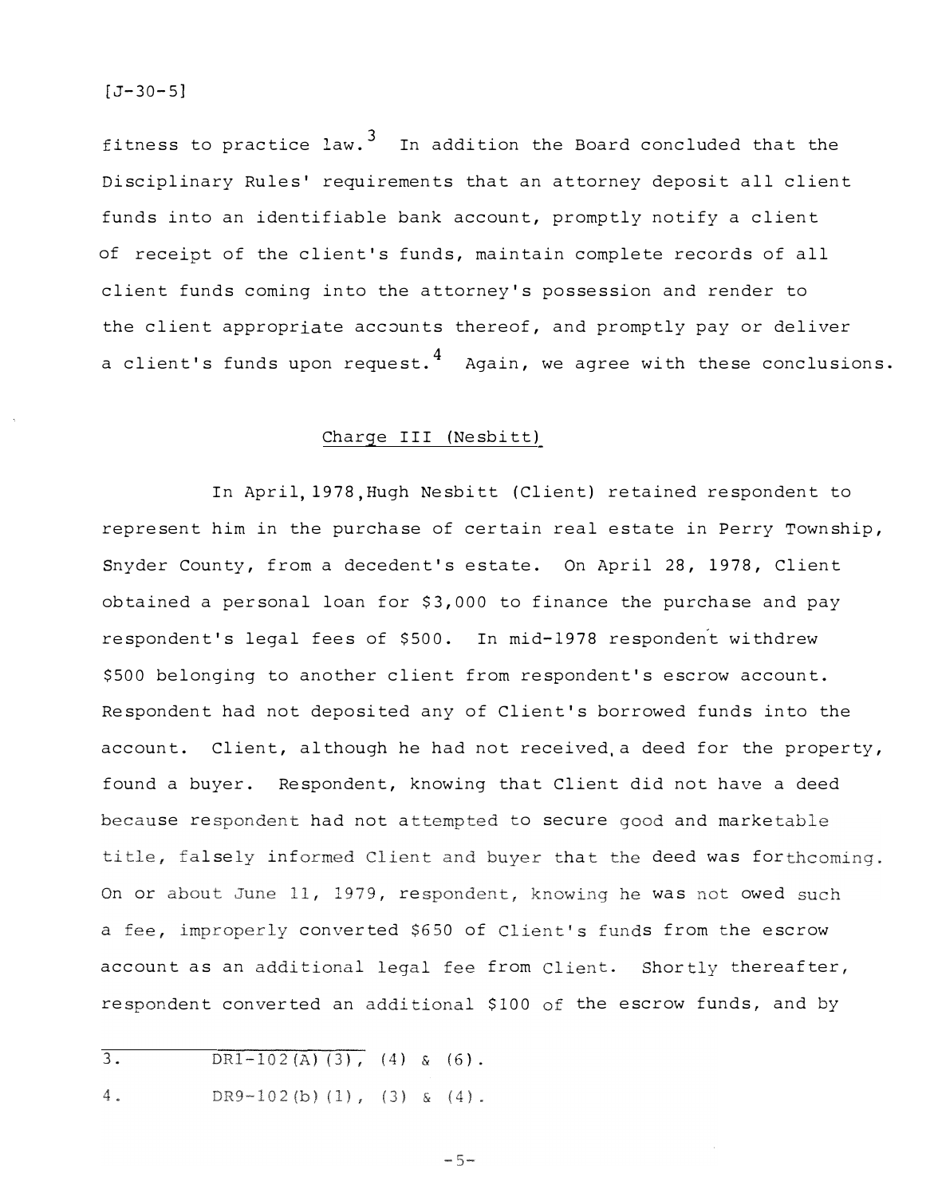fitness to practice law.[3] In addition the Board concluded that the Disciplinary Rules' requirements that an attorney deposit all client funds into an identifiable bank account, promptly notify a client of receipt of the client's funds, maintain complete records of all client funds coming into the attorney's possession and render to the client appropriate accounts thereof, and promptly pay or deliver a client's funds upon request.[4] Again, we agree with these conclusions.

## Charge III (Nesbitt)

In April, 1978, Hugh Nesbitt (Client) retained respondent to represent him in the purchase of certain real estate in Perry Township, Snyder County, from a decedent's estate. On April 28, 1978, Client obtained a personal loan for $3,000 to finance the purchase and pay respondent's legal fees of $500. In mid-1978 respondent withdrew $500 belonging to another client from respondent's escrow account. Respondent had not deposited any of Client's borrowed funds into the account. Client, although he had not received a deed for the property, found a buyer. Respondent, knowing that Client did not have a deed because respondent had not attempted to secure good and marketable title, falsely informed Client and buyer that the deed was forthcoming. On or about June 11, 1979, respondent, knowing he was not owed such a fee, improperly converted $650 of Client's funds from the escrow account as an additional legal fee from Client. Shortly thereafter, respondent converted an additional $100 of the escrow funds, and by

3. DR1-102(A)(3), (4) & (6).

4. DR9-102(b)(1), (3) & (4).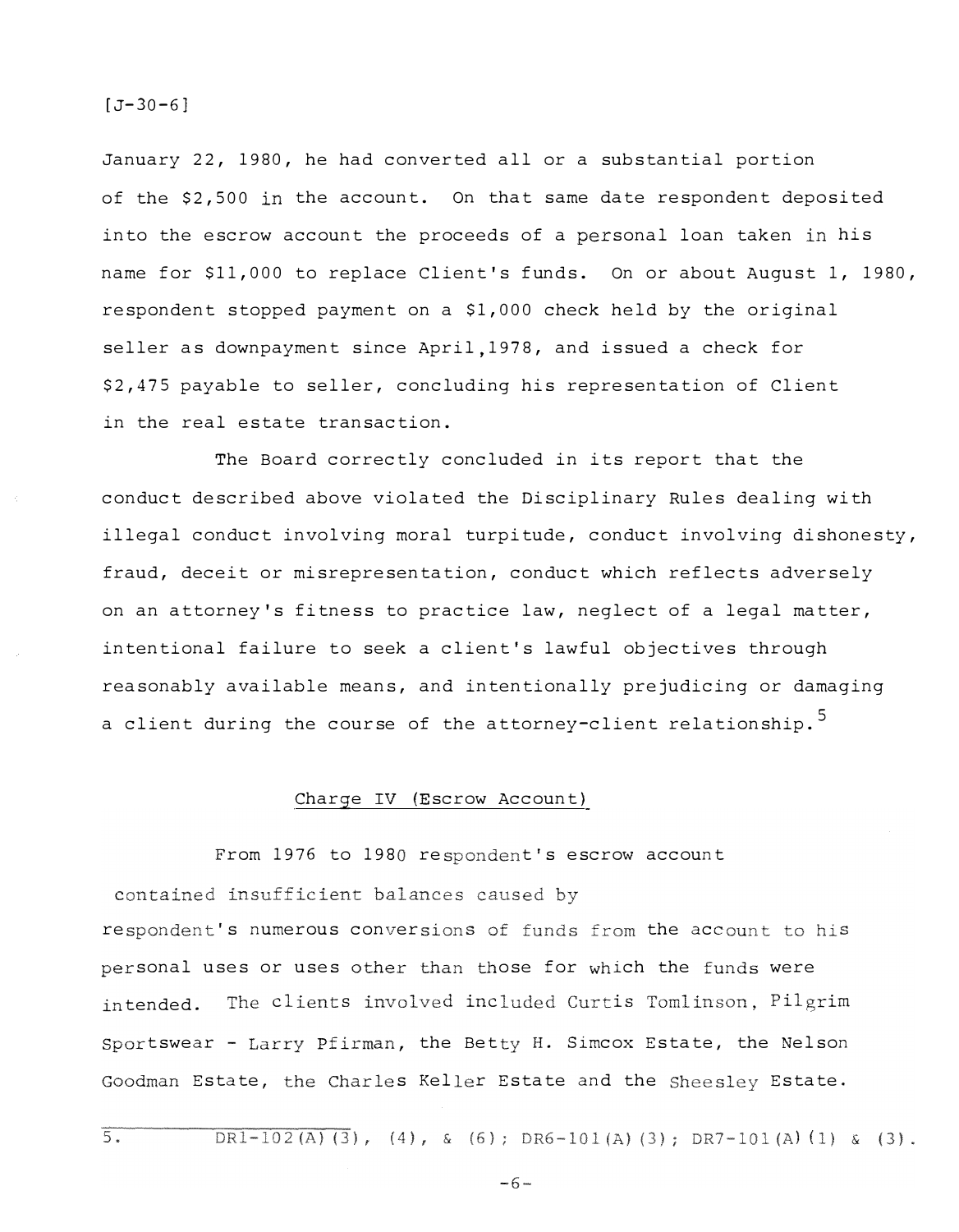January 22, 1980, he had converted all or a substantial portion of the $2,500 in the account. On that same date respondent deposited into the escrow account the proceeds of a personal loan taken in his name for $11,000 to replace Client's funds. On or about August 1, 1980, respondent stopped payment on a $1,000 check held by the original seller as downpayment since April,1978, and issued a check for $2,475 payable to seller, concluding his representation of Client in the real estate transaction.

The Board correctly concluded in its report that the conduct described above violated the Disciplinary Rules dealing with illegal conduct involving moral turpitude, conduct involving dishonesty, fraud, deceit or misrepresentation, conduct which reflects adversely on an attorney's fitness to practice law, neglect of a legal matter, intentional failure to seek a client's lawful objectives through reasonably available means, and intentionally prejudicing or damaging a client during the course of the attorney-client relationship.[5]

## Charge IV (Escrow Account)

From 1976 to 1980 respondent's escrow account contained insufficient balances caused by respondent's numerous conversions of funds from the account to his personal uses or uses other than those for which the funds were intended. The clients involved included Curtis Tomlinson, Pilgrim Sportswear - Larry Pfirman, the Betty H. Simcox Estate, the Nelson Goodman Estate, the Charles Keller Estate and the Sheesley Estate.

5. DR1-102(A)(3), (4), & (6); DR6-101(A)(3); DR7-101(A)(1) & (3).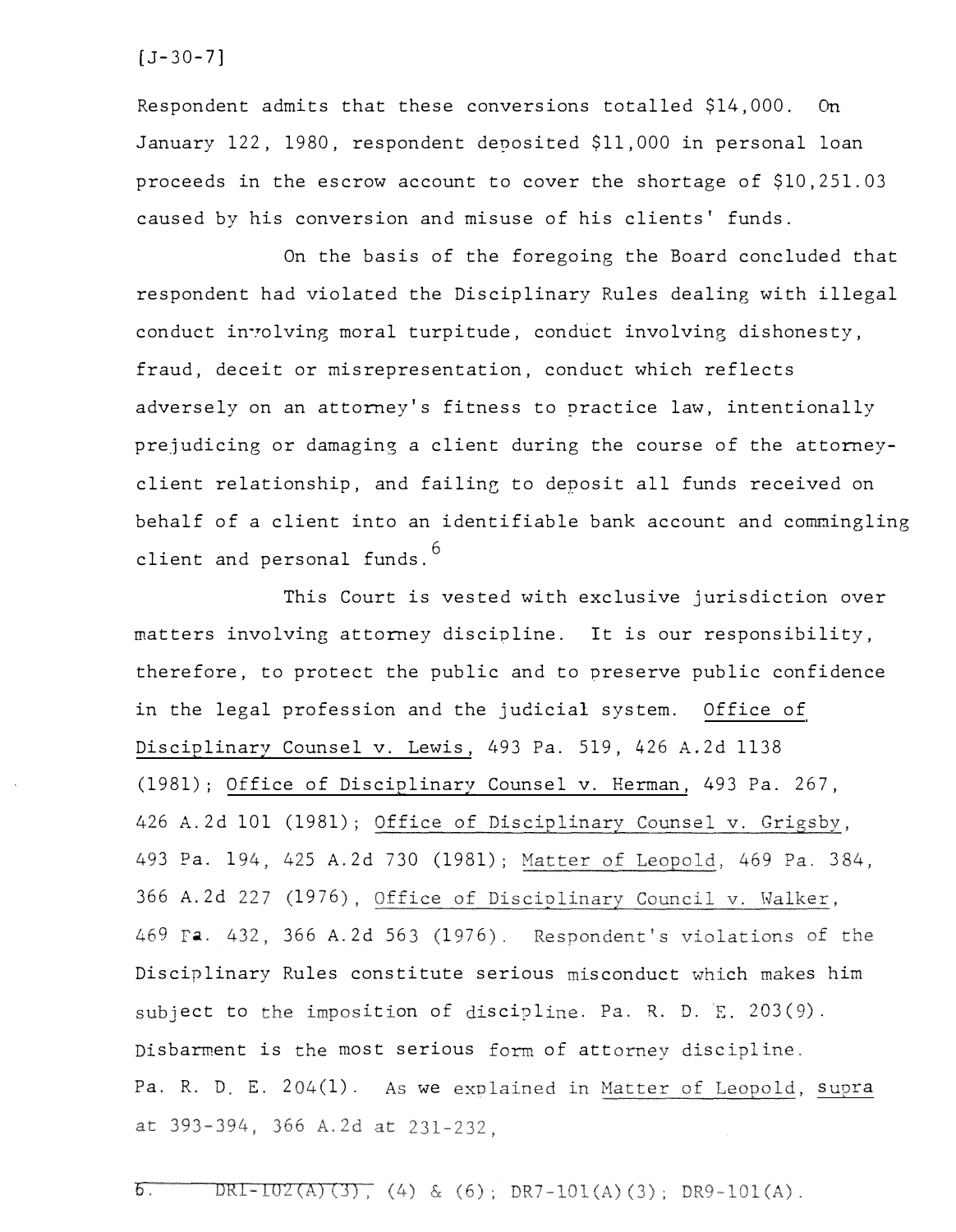Respondent admits that these conversions totalled $14,000. On January 122, 1980, respondent deposited $11,000 in personal loan proceeds in the escrow account to cover the shortage of $10,251.03 caused by his conversion and misuse of his clients' funds.

On the basis of the foregoing the Board concluded that respondent had violated the Disciplinary Rules dealing with illegal conduct involving moral turpitude, conduct involving dishonesty, fraud, deceit or misrepresentation, conduct which reflects adversely on an attorney's fitness to practice law, intentionally prejudicing or damaging a client during the course of the attorney-client relationship, and failing to deposit all funds received on behalf of a client into an identifiable bank account and commingling client and personal funds.[6]

This Court is vested with exclusive jurisdiction over matters involving attorney discipline. It is our responsibility, therefore, to protect the public and to preserve public confidence in the legal profession and the judicial system. Office of Disciplinary Counsel v. Lewis, 493 Pa. 519, 426 A.2d 1138 (1981); Office of Disciplinary Counsel v. Herman, 493 Pa. 267, 426 A.2d 101 (1981); Office of Disciplinary Counsel v. Grigsby, 493 Pa. 194, 425 A.2d 730 (1981); Matter of Leopold, 469 Pa. 384, 366 A.2d 227 (1976), Office of Disciplinary Council v. Walker, 469 Pa. 432, 366 A.2d 563 (1976). Respondent's violations of the Disciplinary Rules constitute serious misconduct which makes him subject to the imposition of discipline. Pa. R. D. E. 203(9). Disbarment is the most serious form of attorney discipline. Pa. R. D. E. 204(1). As we explained in Matter of Leopold, supra at 393-394, 366 A.2d at 231-232,

---

6. DR1-102(A)(3), (4) & (6); DR7-101(A)(3); DR9-101(A).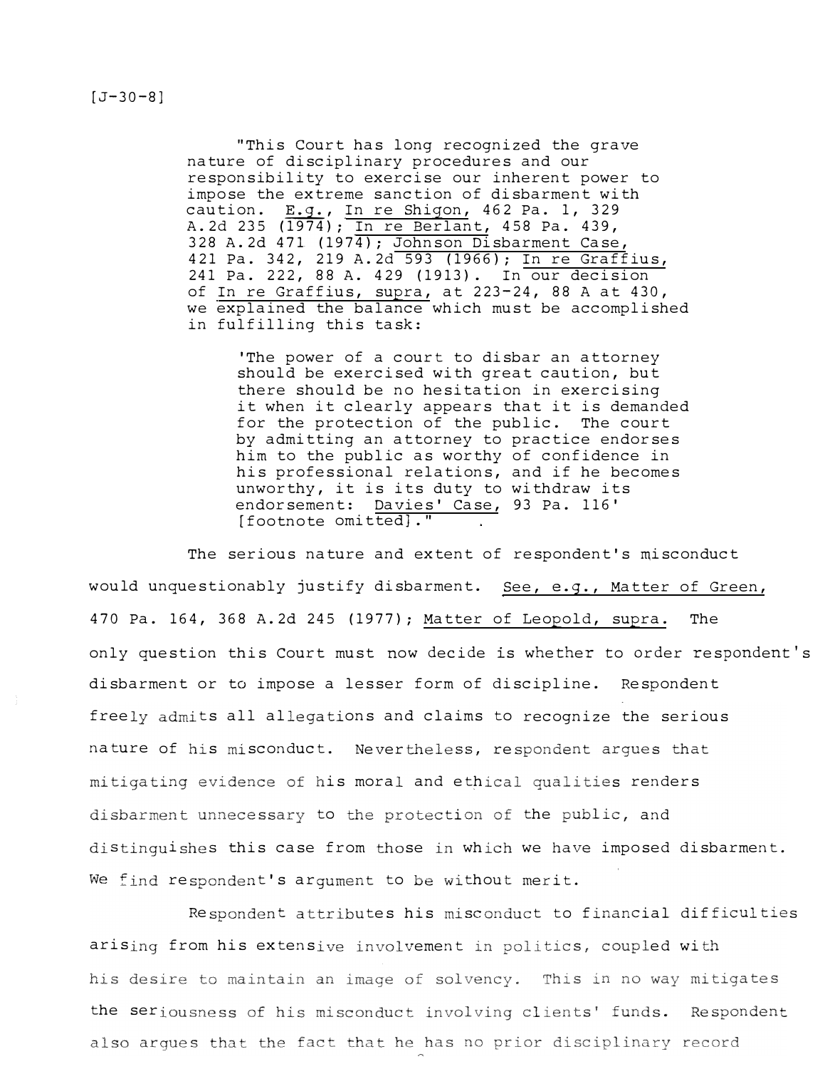"This Court has long recognized the grave nature of disciplinary procedures and our responsibility to exercise our inherent power to impose the extreme sanction of disbarment with caution. *E.g.*, *In re Shigon*, 462 Pa. 1, 329 A.2d 235 (1974); *In re Berlant*, 458 Pa. 439, 328 A.2d 471 (1974); *Johnson Disbarment Case*, 421 Pa. 342, 219 A.2d 593 (1966); *In re Graffius*, 241 Pa. 222, 88 A. 429 (1913). In our decision of *In re Graffius, supra*, at 223-24, 88 A at 430, we explained the balance which must be accomplished in fulfilling this task:

> 'The power of a court to disbar an attorney should be exercised with great caution, but there should be no hesitation in exercising it when it clearly appears that it is demanded for the protection of the public. The court by admitting an attorney to practice endorses him to the public as worthy of confidence in his professional relations, and if he becomes unworthy, it is its duty to withdraw its endorsement: *Davies' Case*, 93 Pa. 116' [footnote omitted]."

The serious nature and extent of respondent's misconduct would unquestionably justify disbarment. *See, e.g., Matter of Green*, 470 Pa. 164, 368 A.2d 245 (1977); *Matter of Leopold, supra*. The only question this Court must now decide is whether to order respondent's disbarment or to impose a lesser form of discipline. Respondent freely admits all allegations and claims to recognize the serious nature of his misconduct. Nevertheless, respondent argues that mitigating evidence of his moral and ethical qualities renders disbarment unnecessary to the protection of the public, and distinguishes this case from those in which we have imposed disbarment. We find respondent's argument to be without merit.

Respondent attributes his misconduct to financial difficulties arising from his extensive involvement in politics, coupled with his desire to maintain an image of solvency. This in no way mitigates the seriousness of his misconduct involving clients' funds. Respondent also argues that the fact that he has no prior disciplinary record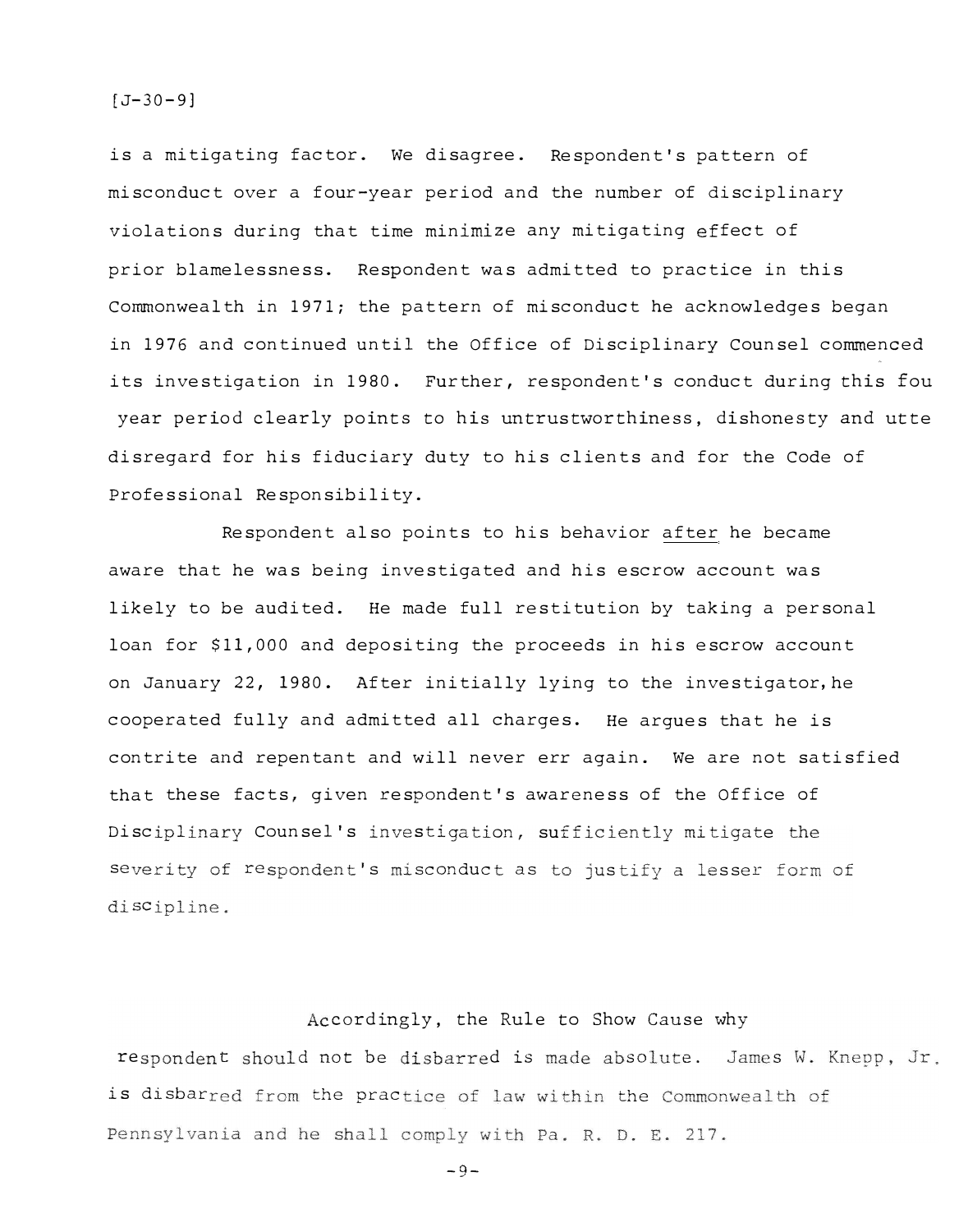is a mitigating factor. We disagree. Respondent's pattern of misconduct over a four-year period and the number of disciplinary violations during that time minimize any mitigating effect of prior blamelessness. Respondent was admitted to practice in this Commonwealth in 1971; the pattern of misconduct he acknowledges began in 1976 and continued until the Office of Disciplinary Counsel commenced its investigation in 1980. Further, respondent's conduct during this fou year period clearly points to his untrustworthiness, dishonesty and utte disregard for his fiduciary duty to his clients and for the Code of Professional Responsibility.

Respondent also points to his behavior after he became aware that he was being investigated and his escrow account was likely to be audited. He made full restitution by taking a personal loan for $11,000 and depositing the proceeds in his escrow account on January 22, 1980. After initially lying to the investigator, he cooperated fully and admitted all charges. He argues that he is contrite and repentant and will never err again. We are not satisfied that these facts, given respondent's awareness of the Office of Disciplinary Counsel's investigation, sufficiently mitigate the severity of respondent's misconduct as to justify a lesser form of discipline.

Accordingly, the Rule to Show Cause why respondent should not be disbarred is made absolute. James W. Knepp, Jr. is disbarred from the practice of law within the Commonwealth of Pennsylvania and he shall comply with Pa. R. D. E. 217.